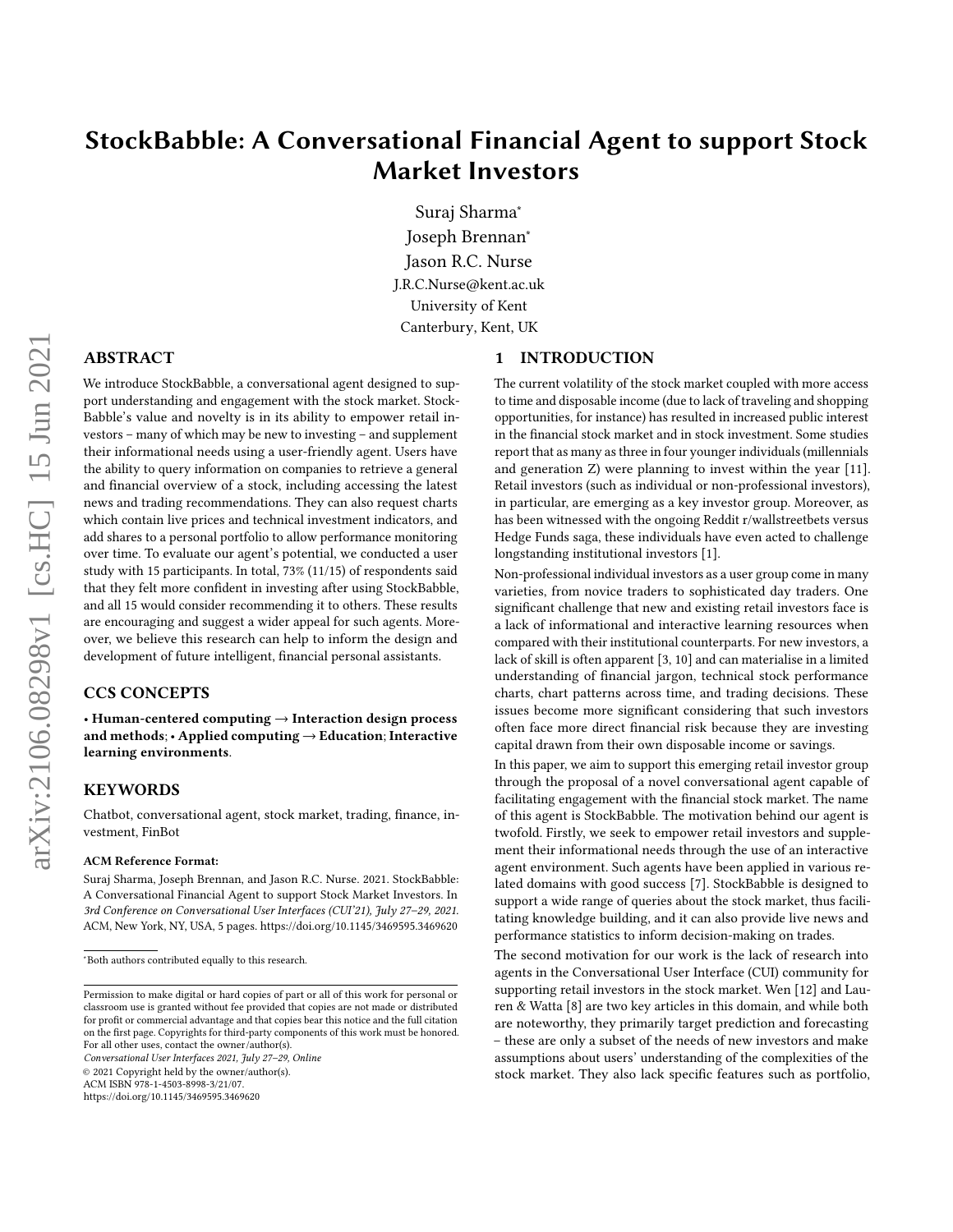# StockBabble: A Conversational Financial Agent to support Stock Market Investors

Suraj Sharma*
Joseph Brennan*
Jason R.C. Nurse
J.R.C.Nurse@kent.ac.uk
University of Kent
Canterbury, Kent, UK

## ABSTRACT

We introduce StockBabble, a conversational agent designed to support understanding and engagement with the stock market. StockBabble's value and novelty is in its ability to empower retail investors – many of which may be new to investing – and supplement their informational needs using a user-friendly agent. Users have the ability to query information on companies to retrieve a general and financial overview of a stock, including accessing the latest news and trading recommendations. They can also request charts which contain live prices and technical investment indicators, and add shares to a personal portfolio to allow performance monitoring over time. To evaluate our agent's potential, we conducted a user study with 15 participants. In total, 73% (11/15) of respondents said that they felt more confident in investing after using StockBabble, and all 15 would consider recommending it to others. These results are encouraging and suggest a wider appeal for such agents. Moreover, we believe this research can help to inform the design and development of future intelligent, financial personal assistants.

## CCS CONCEPTS

• **Human-centered computing** → **Interaction design process and methods**; • **Applied computing** → **Education**; **Interactive learning environments**.

## KEYWORDS

Chatbot, conversational agent, stock market, trading, finance, investment, FinBot

**ACM Reference Format:**

Suraj Sharma, Joseph Brennan, and Jason R.C. Nurse. 2021. StockBabble: A Conversational Financial Agent to support Stock Market Investors. In *3rd Conference on Conversational User Interfaces (CUI'21), July 27–29, 2021.* ACM, New York, NY, USA, 5 pages. https://doi.org/10.1145/3469595.3469620

*Both authors contributed equally to this research.

Permission to make digital or hard copies of part or all of this work for personal or classroom use is granted without fee provided that copies are not made or distributed for profit or commercial advantage and that copies bear this notice and the full citation on the first page. Copyrights for third-party components of this work must be honored. For all other uses, contact the owner/author(s).
*Conversational User Interfaces 2021, July 27–29, Online*
© 2021 Copyright held by the owner/author(s).
ACM ISBN 978-1-4503-8998-3/21/07.
https://doi.org/10.1145/3469595.3469620

## 1 INTRODUCTION

The current volatility of the stock market coupled with more access to time and disposable income (due to lack of traveling and shopping opportunities, for instance) has resulted in increased public interest in the financial stock market and in stock investment. Some studies report that as many as three in four younger individuals (millennials and generation Z) were planning to invest within the year [11]. Retail investors (such as individual or non-professional investors), in particular, are emerging as a key investor group. Moreover, as has been witnessed with the ongoing Reddit r/wallstreetbets versus Hedge Funds saga, these individuals have even acted to challenge longstanding institutional investors [1].

Non-professional individual investors as a user group come in many varieties, from novice traders to sophisticated day traders. One significant challenge that new and existing retail investors face is a lack of informational and interactive learning resources when compared with their institutional counterparts. For new investors, a lack of skill is often apparent [3, 10] and can materialise in a limited understanding of financial jargon, technical stock performance charts, chart patterns across time, and trading decisions. These issues become more significant considering that such investors often face more direct financial risk because they are investing capital drawn from their own disposable income or savings.

In this paper, we aim to support this emerging retail investor group through the proposal of a novel conversational agent capable of facilitating engagement with the financial stock market. The name of this agent is StockBabble. The motivation behind our agent is twofold. Firstly, we seek to empower retail investors and supplement their informational needs through the use of an interactive agent environment. Such agents have been applied in various related domains with good success [7]. StockBabble is designed to support a wide range of queries about the stock market, thus facilitating knowledge building, and it can also provide live news and performance statistics to inform decision-making on trades.

The second motivation for our work is the lack of research into agents in the Conversational User Interface (CUI) community for supporting retail investors in the stock market. Wen [12] and Lauren & Watta [8] are two key articles in this domain, and while both are noteworthy, they primarily target prediction and forecasting – these are only a subset of the needs of new investors and make assumptions about users' understanding of the complexities of the stock market. They also lack specific features such as portfolio,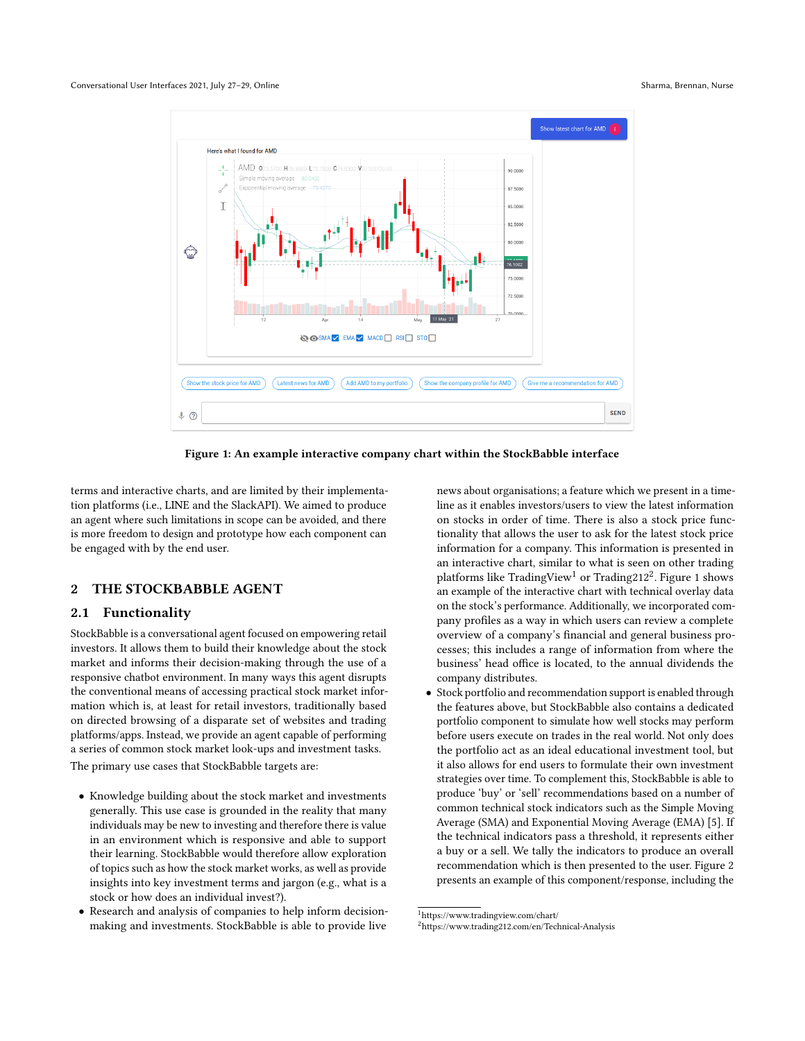Figure 1: An example interactive company chart within the StockBabble interface

terms and interactive charts, and are limited by their implementation platforms (i.e., LINE and the SlackAPI). We aimed to produce an agent where such limitations in scope can be avoided, and there is more freedom to design and prototype how each component can be engaged with by the end user.

## 2 THE STOCKBABBLE AGENT

### 2.1 Functionality

StockBabble is a conversational agent focused on empowering retail investors. It allows them to build their knowledge about the stock market and informs their decision-making through the use of a responsive chatbot environment. In many ways this agent disrupts the conventional means of accessing practical stock market information which is, at least for retail investors, traditionally based on directed browsing of a disparate set of websites and trading platforms/apps. Instead, we provide an agent capable of performing a series of common stock market look-ups and investment tasks.

The primary use cases that StockBabble targets are:

- Knowledge building about the stock market and investments generally. This use case is grounded in the reality that many individuals may be new to investing and therefore there is value in an environment which is responsive and able to support their learning. StockBabble would therefore allow exploration of topics such as how the stock market works, as well as provide insights into key investment terms and jargon (e.g., what is a stock or how does an individual invest?).
- Research and analysis of companies to help inform decision-making and investments. StockBabble is able to provide live news about organisations; a feature which we present in a timeline as it enables investors/users to view the latest information on stocks in order of time. There is also a stock price functionality that allows the user to ask for the latest stock price information for a company. This information is presented in an interactive chart, similar to what is seen on other trading platforms like TradingView[1] or Trading212[2]. Figure 1 shows an example of the interactive chart with technical overlay data on the stock's performance. Additionally, we incorporated company profiles as a way in which users can review a complete overview of a company's financial and general business processes; this includes a range of information from where the business' head office is located, to the annual dividends the company distributes.
- Stock portfolio and recommendation support is enabled through the features above, but StockBabble also contains a dedicated portfolio component to simulate how well stocks may perform before users execute on trades in the real world. Not only does the portfolio act as an ideal educational investment tool, but it also allows for end users to formulate their own investment strategies over time. To complement this, StockBabble is able to produce 'buy' or 'sell' recommendations based on a number of common technical stock indicators such as the Simple Moving Average (SMA) and Exponential Moving Average (EMA) [5]. If the technical indicators pass a threshold, it represents either a buy or a sell. We tally the indicators to produce an overall recommendation which is then presented to the user. Figure 2 presents an example of this component/response, including the

[1] https://www.tradingview.com/chart/
[2] https://www.trading212.com/en/Technical-Analysis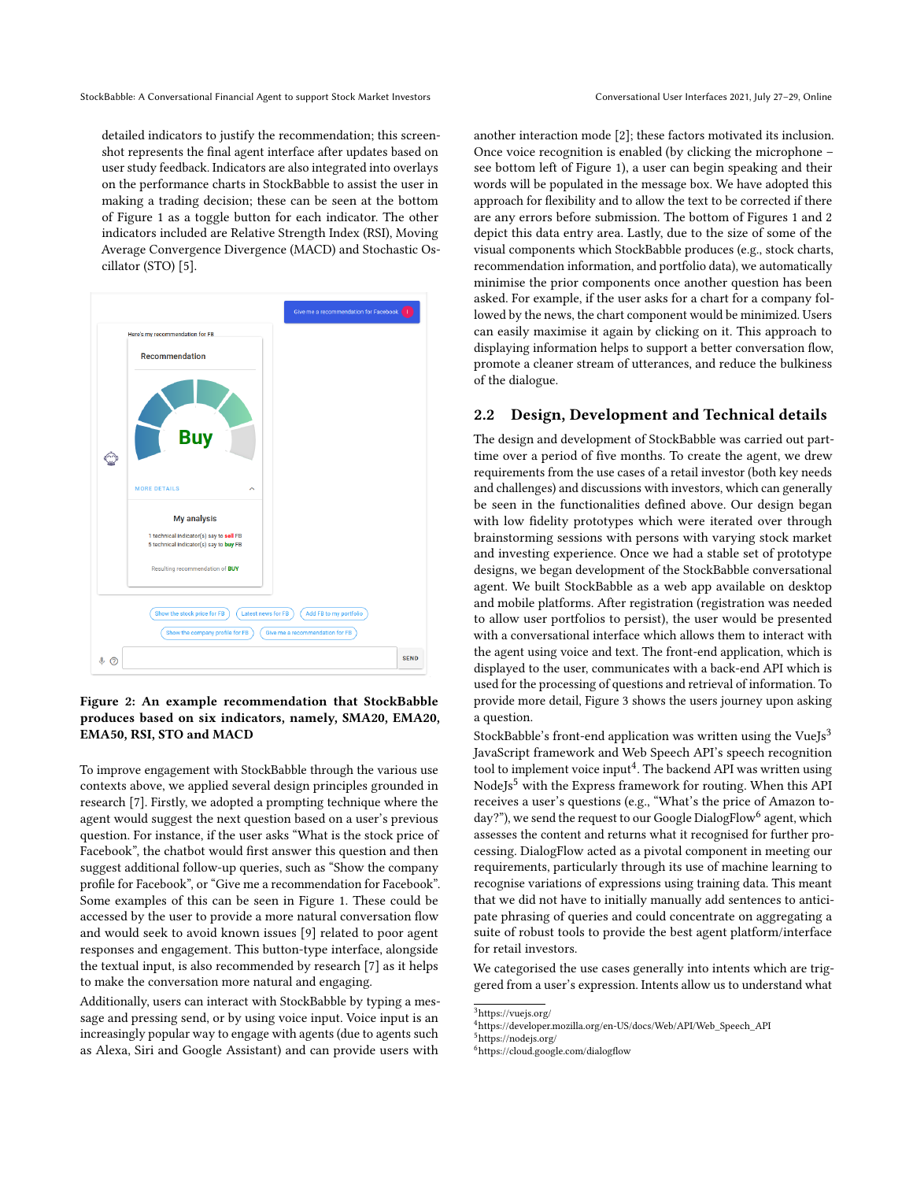detailed indicators to justify the recommendation; this screenshot represents the final agent interface after updates based on user study feedback. Indicators are also integrated into overlays on the performance charts in StockBabble to assist the user in making a trading decision; these can be seen at the bottom of Figure 1 as a toggle button for each indicator. The other indicators included are Relative Strength Index (RSI), Moving Average Convergence Divergence (MACD) and Stochastic Oscillator (STO) [5].

**Figure 2: An example recommendation that StockBabble produces based on six indicators, namely, SMA20, EMA20, EMA50, RSI, STO and MACD**

To improve engagement with StockBabble through the various use contexts above, we applied several design principles grounded in research [7]. Firstly, we adopted a prompting technique where the agent would suggest the next question based on a user's previous question. For instance, if the user asks "What is the stock price of Facebook", the chatbot would first answer this question and then suggest additional follow-up queries, such as "Show the company profile for Facebook", or "Give me a recommendation for Facebook". Some examples of this can be seen in Figure 1. These could be accessed by the user to provide a more natural conversation flow and would seek to avoid known issues [9] related to poor agent responses and engagement. This button-type interface, alongside the textual input, is also recommended by research [7] as it helps to make the conversation more natural and engaging.

Additionally, users can interact with StockBabble by typing a message and pressing send, or by using voice input. Voice input is an increasingly popular way to engage with agents (due to agents such as Alexa, Siri and Google Assistant) and can provide users with another interaction mode [2]; these factors motivated its inclusion. Once voice recognition is enabled (by clicking the microphone – see bottom left of Figure 1), a user can begin speaking and their words will be populated in the message box. We have adopted this approach for flexibility and to allow the text to be corrected if there are any errors before submission. The bottom of Figures 1 and 2 depict this data entry area. Lastly, due to the size of some of the visual components which StockBabble produces (e.g., stock charts, recommendation information, and portfolio data), we automatically minimise the prior components once another question has been asked. For example, if the user asks for a chart for a company followed by the news, the chart component would be minimized. Users can easily maximise it again by clicking on it. This approach to displaying information helps to support a better conversation flow, promote a cleaner stream of utterances, and reduce the bulkiness of the dialogue.

## 2.2 Design, Development and Technical details

The design and development of StockBabble was carried out part-time over a period of five months. To create the agent, we drew requirements from the use cases of a retail investor (both key needs and challenges) and discussions with investors, which can generally be seen in the functionalities defined above. Our design began with low fidelity prototypes which were iterated over through brainstorming sessions with persons with varying stock market and investing experience. Once we had a stable set of prototype designs, we began development of the StockBabble conversational agent. We built StockBabble as a web app available on desktop and mobile platforms. After registration (registration was needed to allow user portfolios to persist), the user would be presented with a conversational interface which allows them to interact with the agent using voice and text. The front-end application, which is displayed to the user, communicates with a back-end API which is used for the processing of questions and retrieval of information. To provide more detail, Figure 3 shows the users journey upon asking a question.

StockBabble's front-end application was written using the VueJs[3] JavaScript framework and Web Speech API's speech recognition tool to implement voice input[4]. The backend API was written using NodeJs[5] with the Express framework for routing. When this API receives a user's questions (e.g., "What's the price of Amazon today?"), we send the request to our Google DialogFlow[6] agent, which assesses the content and returns what it recognised for further processing. DialogFlow acted as a pivotal component in meeting our requirements, particularly through its use of machine learning to recognise variations of expressions using training data. This meant that we did not have to initially manually add sentences to anticipate phrasing of queries and could concentrate on aggregating a suite of robust tools to provide the best agent platform/interface for retail investors.

We categorised the use cases generally into intents which are triggered from a user's expression. Intents allow us to understand what

[3] https://vuejs.org/
[4] https://developer.mozilla.org/en-US/docs/Web/API/Web_Speech_API
[5] https://nodejs.org/
[6] https://cloud.google.com/dialogflow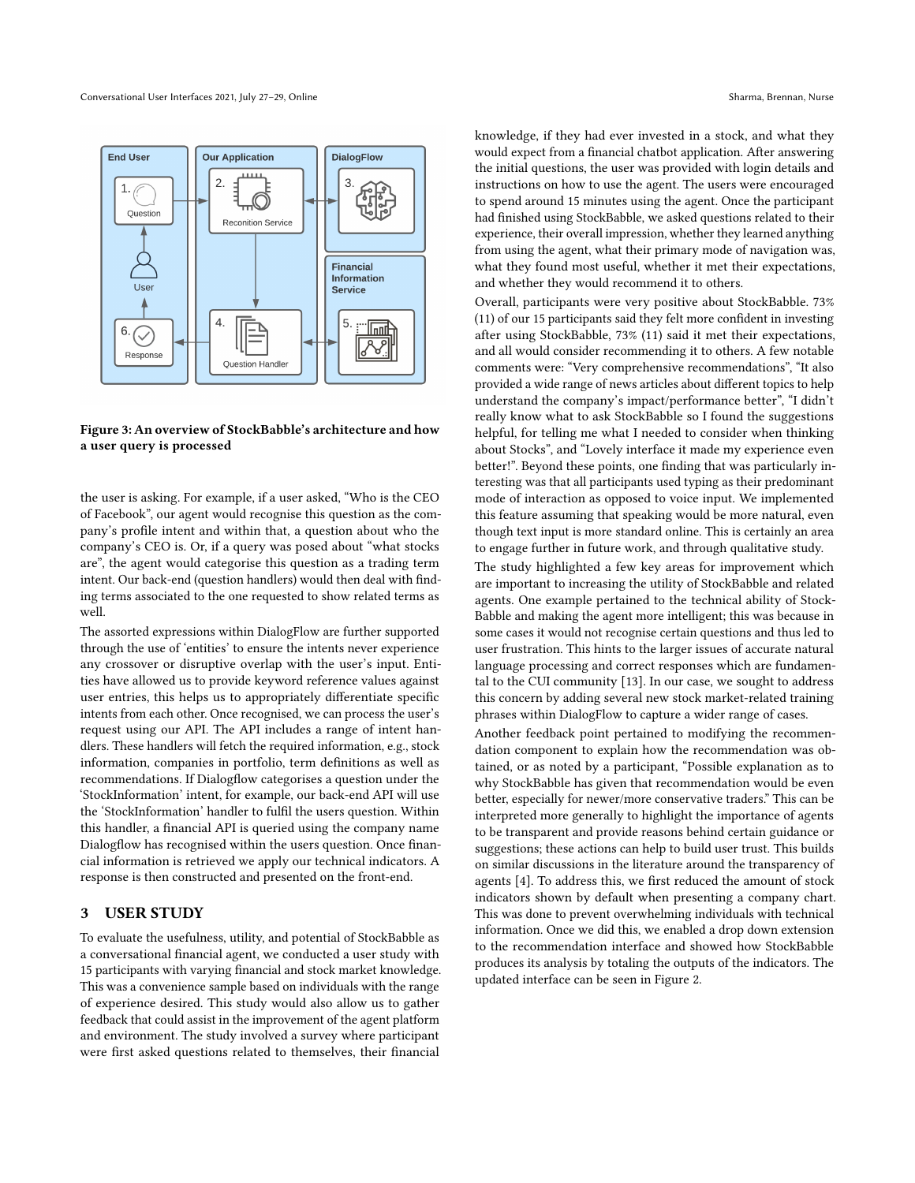Figure 3: An overview of StockBabble's architecture and how a user query is processed

the user is asking. For example, if a user asked, "Who is the CEO of Facebook", our agent would recognise this question as the company's profile intent and within that, a question about who the company's CEO is. Or, if a query was posed about "what stocks are", the agent would categorise this question as a trading term intent. Our back-end (question handlers) would then deal with finding terms associated to the one requested to show related terms as well.

The assorted expressions within DialogFlow are further supported through the use of 'entities' to ensure the intents never experience any crossover or disruptive overlap with the user's input. Entities have allowed us to provide keyword reference values against user entries, this helps us to appropriately differentiate specific intents from each other. Once recognised, we can process the user's request using our API. The API includes a range of intent handlers. These handlers will fetch the required information, e.g., stock information, companies in portfolio, term definitions as well as recommendations. If Dialogflow categorises a question under the 'StockInformation' intent, for example, our back-end API will use the 'StockInformation' handler to fulfil the users question. Within this handler, a financial API is queried using the company name Dialogflow has recognised within the users question. Once financial information is retrieved we apply our technical indicators. A response is then constructed and presented on the front-end.

## 3 USER STUDY

To evaluate the usefulness, utility, and potential of StockBabble as a conversational financial agent, we conducted a user study with 15 participants with varying financial and stock market knowledge. This was a convenience sample based on individuals with the range of experience desired. This study would also allow us to gather feedback that could assist in the improvement of the agent platform and environment. The study involved a survey where participant were first asked questions related to themselves, their financial knowledge, if they had ever invested in a stock, and what they would expect from a financial chatbot application. After answering the initial questions, the user was provided with login details and instructions on how to use the agent. The users were encouraged to spend around 15 minutes using the agent. Once the participant had finished using StockBabble, we asked questions related to their experience, their overall impression, whether they learned anything from using the agent, what their primary mode of navigation was, what they found most useful, whether it met their expectations, and whether they would recommend it to others.

Overall, participants were very positive about StockBabble. 73% (11) of our 15 participants said they felt more confident in investing after using StockBabble, 73% (11) said it met their expectations, and all would consider recommending it to others. A few notable comments were: "Very comprehensive recommendations", "It also provided a wide range of news articles about different topics to help understand the company's impact/performance better", "I didn't really know what to ask StockBabble so I found the suggestions helpful, for telling me what I needed to consider when thinking about Stocks", and "Lovely interface it made my experience even better!". Beyond these points, one finding that was particularly interesting was that all participants used typing as their predominant mode of interaction as opposed to voice input. We implemented this feature assuming that speaking would be more natural, even though text input is more standard online. This is certainly an area to engage further in future work, and through qualitative study.

The study highlighted a few key areas for improvement which are important to increasing the utility of StockBabble and related agents. One example pertained to the technical ability of StockBabble and making the agent more intelligent; this was because in some cases it would not recognise certain questions and thus led to user frustration. This hints to the larger issues of accurate natural language processing and correct responses which are fundamental to the CUI community [13]. In our case, we sought to address this concern by adding several new stock market-related training phrases within DialogFlow to capture a wider range of cases.

Another feedback point pertained to modifying the recommendation component to explain how the recommendation was obtained, or as noted by a participant, "Possible explanation as to why StockBabble has given that recommendation would be even better, especially for newer/more conservative traders." This can be interpreted more generally to highlight the importance of agents to be transparent and provide reasons behind certain guidance or suggestions; these actions can help to build user trust. This builds on similar discussions in the literature around the transparency of agents [4]. To address this, we first reduced the amount of stock indicators shown by default when presenting a company chart. This was done to prevent overwhelming individuals with technical information. Once we did this, we enabled a drop down extension to the recommendation interface and showed how StockBabble produces its analysis by totaling the outputs of the indicators. The updated interface can be seen in Figure 2.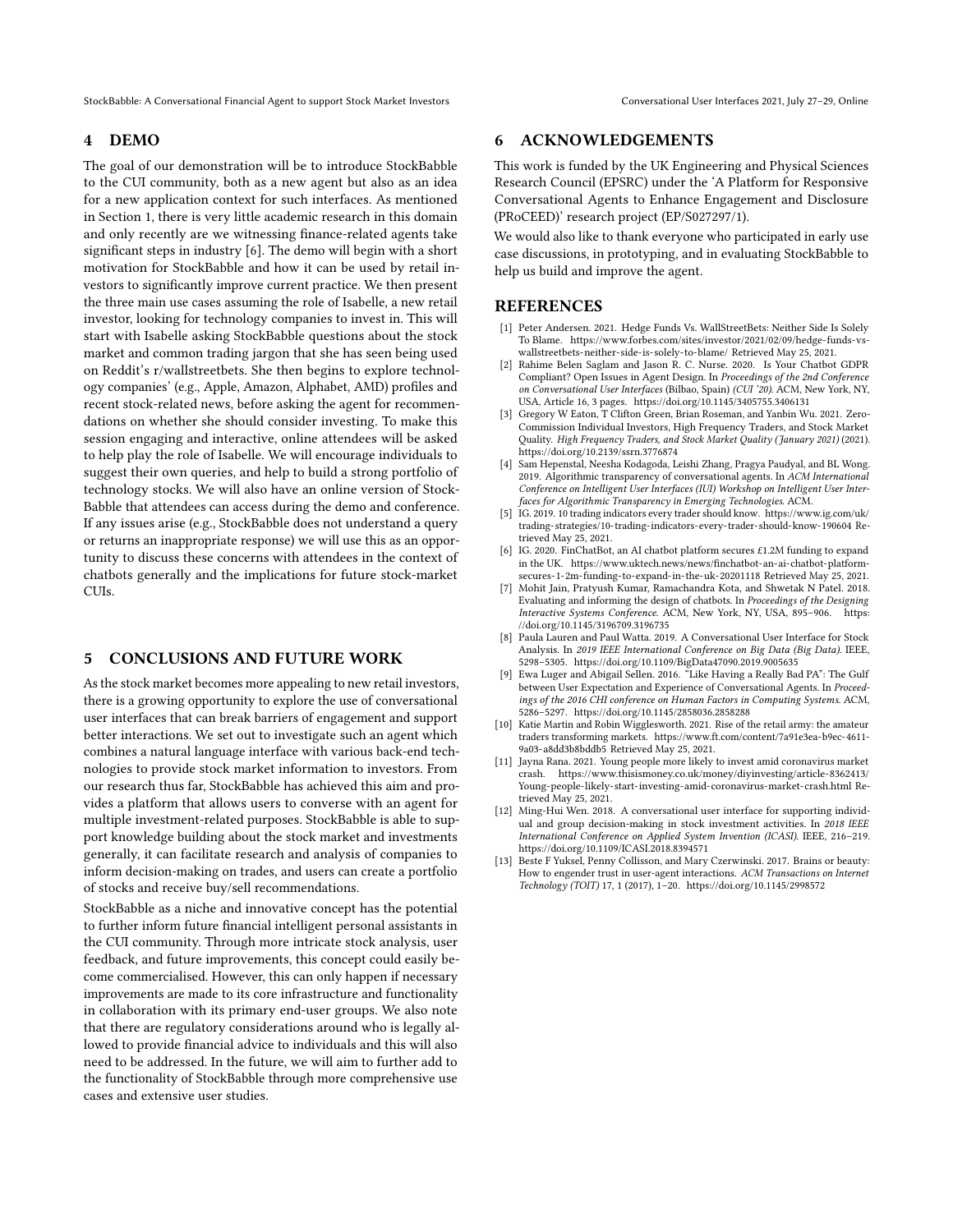## 4 DEMO

The goal of our demonstration will be to introduce StockBabble to the CUI community, both as a new agent but also as an idea for a new application context for such interfaces. As mentioned in Section 1, there is very little academic research in this domain and only recently are we witnessing finance-related agents take significant steps in industry [6]. The demo will begin with a short motivation for StockBabble and how it can be used by retail investors to significantly improve current practice. We then present the three main use cases assuming the role of Isabelle, a new retail investor, looking for technology companies to invest in. This will start with Isabelle asking StockBabble questions about the stock market and common trading jargon that she has seen being used on Reddit's r/wallstreetbets. She then begins to explore technology companies' (e.g., Apple, Amazon, Alphabet, AMD) profiles and recent stock-related news, before asking the agent for recommendations on whether she should consider investing. To make this session engaging and interactive, online attendees will be asked to help play the role of Isabelle. We will encourage individuals to suggest their own queries, and help to build a strong portfolio of technology stocks. We will also have an online version of StockBabble that attendees can access during the demo and conference. If any issues arise (e.g., StockBabble does not understand a query or returns an inappropriate response) we will use this as an opportunity to discuss these concerns with attendees in the context of chatbots generally and the implications for future stock-market CUIs.

## 5 CONCLUSIONS AND FUTURE WORK

As the stock market becomes more appealing to new retail investors, there is a growing opportunity to explore the use of conversational user interfaces that can break barriers of engagement and support better interactions. We set out to investigate such an agent which combines a natural language interface with various back-end technologies to provide stock market information to investors. From our research thus far, StockBabble has achieved this aim and provides a platform that allows users to converse with an agent for multiple investment-related purposes. StockBabble is able to support knowledge building about the stock market and investments generally, it can facilitate research and analysis of companies to inform decision-making on trades, and users can create a portfolio of stocks and receive buy/sell recommendations.

StockBabble as a niche and innovative concept has the potential to further inform future financial intelligent personal assistants in the CUI community. Through more intricate stock analysis, user feedback, and future improvements, this concept could easily become commercialised. However, this can only happen if necessary improvements are made to its core infrastructure and functionality in collaboration with its primary end-user groups. We also note that there are regulatory considerations around who is legally allowed to provide financial advice to individuals and this will also need to be addressed. In the future, we will aim to further add to the functionality of StockBabble through more comprehensive use cases and extensive user studies.

## 6 ACKNOWLEDGEMENTS

This work is funded by the UK Engineering and Physical Sciences Research Council (EPSRC) under the 'A Platform for Responsive Conversational Agents to Enhance Engagement and Disclosure (PRoCEED)' research project (EP/S027297/1).

We would also like to thank everyone who participated in early use case discussions, in prototyping, and in evaluating StockBabble to help us build and improve the agent.

## REFERENCES

[1] Peter Andersen. 2021. Hedge Funds Vs. WallStreetBets: Neither Side Is Solely To Blame. https://www.forbes.com/sites/investor/2021/02/09/hedge-funds-vs-wallstreetbets-neither-side-is-solely-to-blame/ Retrieved May 25, 2021.

[2] Rahime Belen Saglam and Jason R. C. Nurse. 2020. Is Your Chatbot GDPR Compliant? Open Issues in Agent Design. In *Proceedings of the 2nd Conference on Conversational User Interfaces* (Bilbao, Spain) *(CUI '20)*. ACM, New York, NY, USA, Article 16, 3 pages. https://doi.org/10.1145/3405755.3406131

[3] Gregory W Eaton, T Clifton Green, Brian Roseman, and Yanbin Wu. 2021. Zero-Commission Individual Investors, High Frequency Traders, and Stock Market Quality. *High Frequency Traders, and Stock Market Quality (January 2021)* (2021). https://doi.org/10.2139/ssrn.3776874

[4] Sam Hepenstal, Neesha Kodagoda, Leishi Zhang, Pragya Paudyal, and BL Wong. 2019. Algorithmic transparency of conversational agents. In *ACM International Conference on Intelligent User Interfaces (IUI) Workshop on Intelligent User Interfaces for Algorithmic Transparency in Emerging Technologies*. ACM.

[5] IG. 2019. 10 trading indicators every trader should know. https://www.ig.com/uk/trading-strategies/10-trading-indicators-every-trader-should-know-190604 Retrieved May 25, 2021.

[6] IG. 2020. FinChatBot, an AI chatbot platform secures £1.2M funding to expand in the UK. https://www.uktech.news/news/finchatbot-an-ai-chatbot-platform-secures-1-2m-funding-to-expand-in-the-uk-20201118 Retrieved May 25, 2021.

[7] Mohit Jain, Pratyush Kumar, Ramachandra Kota, and Shwetak N Patel. 2018. Evaluating and informing the design of chatbots. In *Proceedings of the Designing Interactive Systems Conference*. ACM, New York, NY, USA, 895–906. https://doi.org/10.1145/3196709.3196735

[8] Paula Lauren and Paul Watta. 2019. A Conversational User Interface for Stock Analysis. In *2019 IEEE International Conference on Big Data (Big Data)*. IEEE, 5298–5305. https://doi.org/10.1109/BigData47090.2019.9005635

[9] Ewa Luger and Abigail Sellen. 2016. "Like Having a Really Bad PA": The Gulf between User Expectation and Experience of Conversational Agents. In *Proceedings of the 2016 CHI conference on Human Factors in Computing Systems*. ACM, 5286–5297. https://doi.org/10.1145/2858036.2858288

[10] Katie Martin and Robin Wigglesworth. 2021. Rise of the retail army: the amateur traders transforming markets. https://www.ft.com/content/7a91e3ea-b9ec-4611-9a03-a8dd3b8bddb5 Retrieved May 25, 2021.

[11] Jayna Rana. 2021. Young people more likely to invest amid coronavirus market crash. https://www.thisismoney.co.uk/money/diyinvesting/article-8362413/Young-people-likely-start-investing-amid-coronavirus-market-crash.html Retrieved May 25, 2021.

[12] Ming-Hui Wen. 2018. A conversational user interface for supporting individual and group decision-making in stock investment activities. In *2018 IEEE International Conference on Applied System Invention (ICASI)*. IEEE, 216–219. https://doi.org/10.1109/ICASI.2018.8394571

[13] Beste F Yuksel, Penny Collisson, and Mary Czerwinski. 2017. Brains or beauty: How to engender trust in user-agent interactions. *ACM Transactions on Internet Technology (TOIT)* 17, 1 (2017), 1–20. https://doi.org/10.1145/2998572